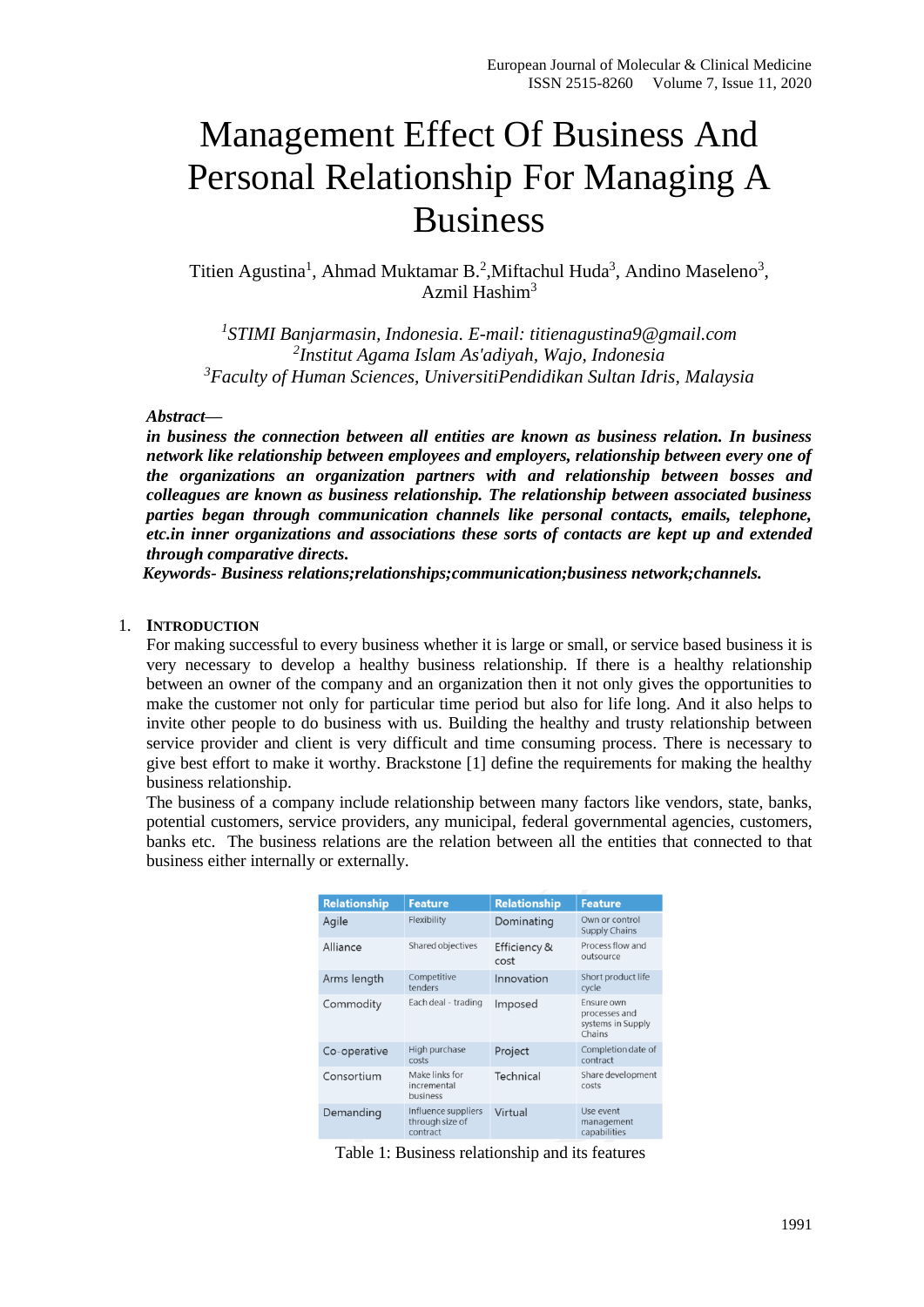# Management Effect Of Business And Personal Relationship For Managing A Business

Titien Agustina[1], Ahmad Muktamar B.[2], Miftachul Huda[3], Andino Maseleno[3], Azmil Hashim[3]

[1]*STIMI Banjarmasin, Indonesia. E-mail: titienagustina9@gmail.com*
[2]*Institut Agama Islam As'adiyah, Wajo, Indonesia*
[3]*Faculty of Human Sciences, UniversitiPendidikan Sultan Idris, Malaysia*

***Abstract—***
***in business the connection between all entities are known as business relation. In business network like relationship between employees and employers, relationship between every one of the organizations an organization partners with and relationship between bosses and colleagues are known as business relationship. The relationship between associated business parties began through communication channels like personal contacts, emails, telephone, etc.in inner organizations and associations these sorts of contacts are kept up and extended through comparative directs.***

***Keywords- Business relations;relationships;communication;business network;channels.***

## 1. Introduction

For making successful to every business whether it is large or small, or service based business it is very necessary to develop a healthy business relationship. If there is a healthy relationship between an owner of the company and an organization then it not only gives the opportunities to make the customer not only for particular time period but also for life long. And it also helps to invite other people to do business with us. Building the healthy and trusty relationship between service provider and client is very difficult and time consuming process. There is necessary to give best effort to make it worthy. Brackstone [1] define the requirements for making the healthy business relationship.

The business of a company include relationship between many factors like vendors, state, banks, potential customers, service providers, any municipal, federal governmental agencies, customers, banks etc. The business relations are the relation between all the entities that connected to that business either internally or externally.

| Relationship | Feature | Relationship | Feature |
|---|---|---|---|
| Agile | Flexibility | Dominating | Own or control Supply Chains |
| Alliance | Shared objectives | Efficiency & cost | Process flow and outsource |
| Arms length | Competitive tenders | Innovation | Short product life cycle |
| Commodity | Each deal - trading | Imposed | Ensure own processes and systems in Supply Chains |
| Co-operative | High purchase costs | Project | Completion date of contract |
| Consortium | Make links for incremental business | Technical | Share development costs |
| Demanding | Influence suppliers through size of contract | Virtual | Use event management capabilities |

Table 1: Business relationship and its features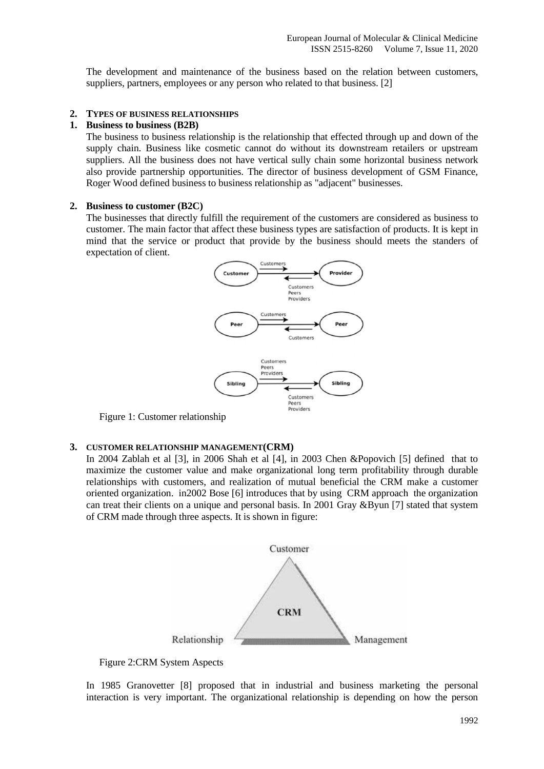The development and maintenance of the business based on the relation between customers, suppliers, partners, employees or any person who related to that business. [2]

## 2. TYPES OF BUSINESS RELATIONSHIPS

### 1. Business to business (B2B)

The business to business relationship is the relationship that effected through up and down of the supply chain. Business like cosmetic cannot do without its downstream retailers or upstream suppliers. All the business does not have vertical sully chain some horizontal business network also provide partnership opportunities. The director of business development of GSM Finance, Roger Wood defined business to business relationship as "adjacent" businesses.

### 2. Business to customer (B2C)

The businesses that directly fulfill the requirement of the customers are considered as business to customer. The main factor that affect these business types are satisfaction of products. It is kept in mind that the service or product that provide by the business should meets the standers of expectation of client.

Figure 1: Customer relationship

## 3. CUSTOMER RELATIONSHIP MANAGEMENT(CRM)

In 2004 Zablah et al [3], in 2006 Shah et al [4], in 2003 Chen &Popovich [5] defined that to maximize the customer value and make organizational long term profitability through durable relationships with customers, and realization of mutual beneficial the CRM make a customer oriented organization. in2002 Bose [6] introduces that by using CRM approach the organization can treat their clients on a unique and personal basis. In 2001 Gray &Byun [7] stated that system of CRM made through three aspects. It is shown in figure:

Figure 2:CRM System Aspects

In 1985 Granovetter [8] proposed that in industrial and business marketing the personal interaction is very important. The organizational relationship is depending on how the person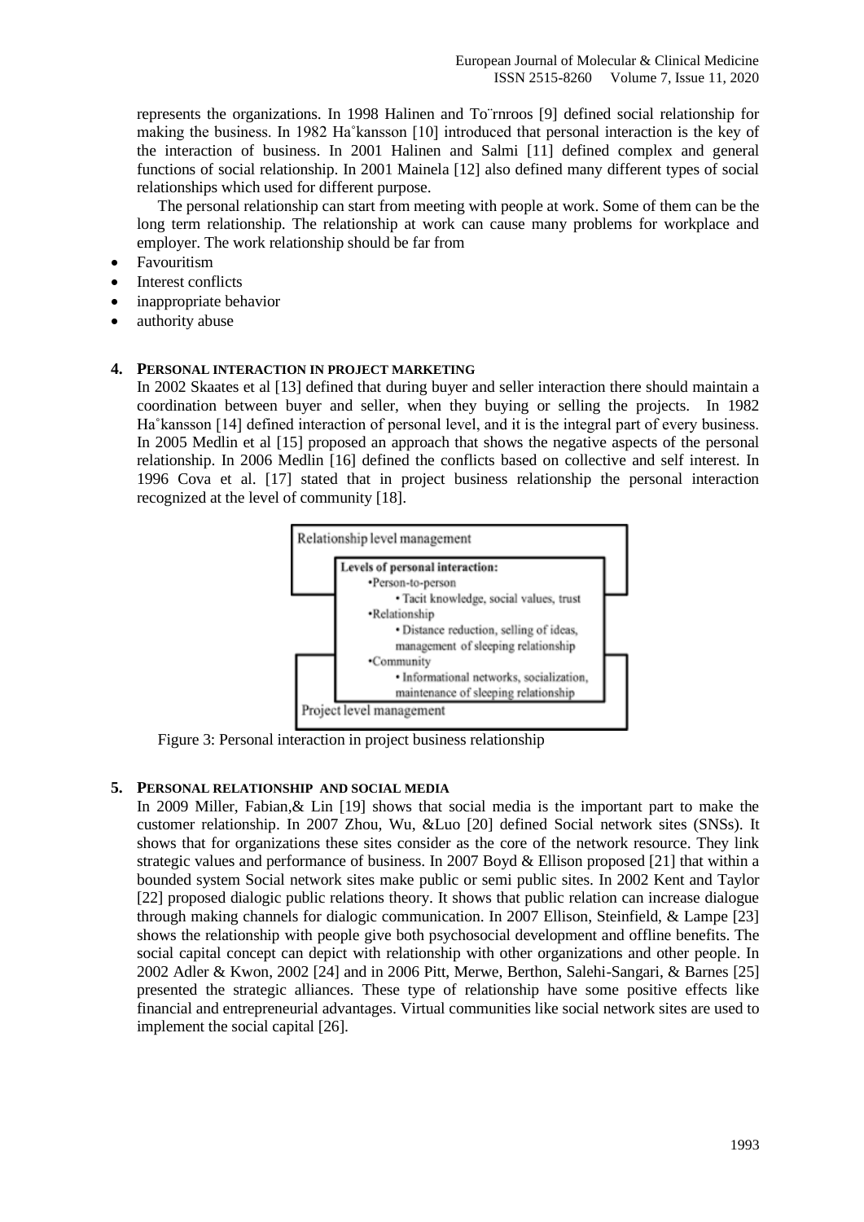represents the organizations. In 1998 Halinen and To¨rnroos [9] defined social relationship for making the business. In 1982 Ha˚kansson [10] introduced that personal interaction is the key of the interaction of business. In 2001 Halinen and Salmi [11] defined complex and general functions of social relationship. In 2001 Mainela [12] also defined many different types of social relationships which used for different purpose.

The personal relationship can start from meeting with people at work. Some of them can be the long term relationship. The relationship at work can cause many problems for workplace and employer. The work relationship should be far from

- Favouritism
- Interest conflicts
- inappropriate behavior
- authority abuse

## 4. PERSONAL INTERACTION IN PROJECT MARKETING

In 2002 Skaates et al [13] defined that during buyer and seller interaction there should maintain a coordination between buyer and seller, when they buying or selling the projects. In 1982 Ha˚kansson [14] defined interaction of personal level, and it is the integral part of every business. In 2005 Medlin et al [15] proposed an approach that shows the negative aspects of the personal relationship. In 2006 Medlin [16] defined the conflicts based on collective and self interest. In 1996 Cova et al. [17] stated that in project business relationship the personal interaction recognized at the level of community [18].

Relationship level management

**Levels of personal interaction:**

- Person-to-person
  - Tacit knowledge, social values, trust
- Relationship
  - Distance reduction, selling of ideas, management of sleeping relationship
- Community
  - Informational networks, socialization, maintenance of sleeping relationship

Project level management

Figure 3: Personal interaction in project business relationship

## 5. PERSONAL RELATIONSHIP AND SOCIAL MEDIA

In 2009 Miller, Fabian,& Lin [19] shows that social media is the important part to make the customer relationship. In 2007 Zhou, Wu, &Luo [20] defined Social network sites (SNSs). It shows that for organizations these sites consider as the core of the network resource. They link strategic values and performance of business. In 2007 Boyd & Ellison proposed [21] that within a bounded system Social network sites make public or semi public sites. In 2002 Kent and Taylor [22] proposed dialogic public relations theory. It shows that public relation can increase dialogue through making channels for dialogic communication. In 2007 Ellison, Steinfield, & Lampe [23] shows the relationship with people give both psychosocial development and offline benefits. The social capital concept can depict with relationship with other organizations and other people. In 2002 Adler & Kwon, 2002 [24] and in 2006 Pitt, Merwe, Berthon, Salehi-Sangari, & Barnes [25] presented the strategic alliances. These type of relationship have some positive effects like financial and entrepreneurial advantages. Virtual communities like social network sites are used to implement the social capital [26].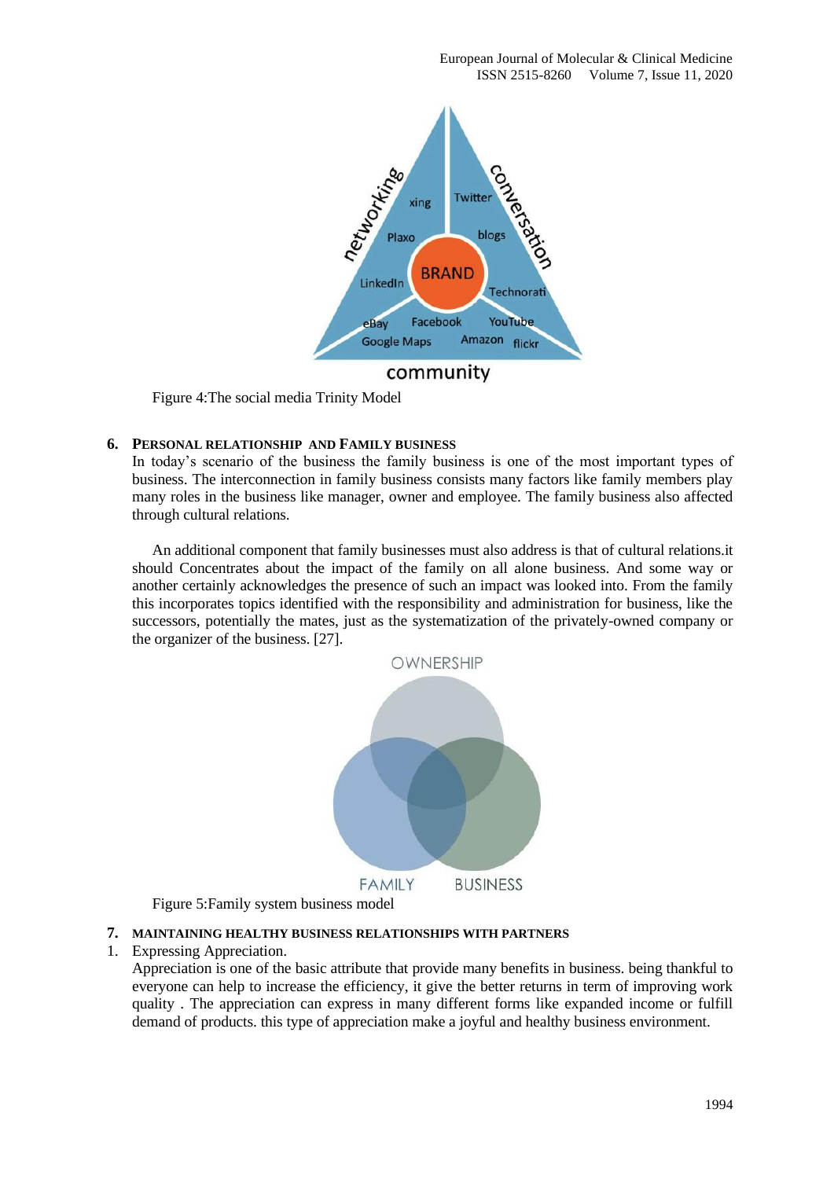Figure 4:The social media Trinity Model

## 6. Personal Relationship and Family Business

In today's scenario of the business the family business is one of the most important types of business. The interconnection in family business consists many factors like family members play many roles in the business like manager, owner and employee. The family business also affected through cultural relations.

An additional component that family businesses must also address is that of cultural relations.it should Concentrates about the impact of the family on all alone business. And some way or another certainly acknowledges the presence of such an impact was looked into. From the family this incorporates topics identified with the responsibility and administration for business, like the successors, potentially the mates, just as the systematization of the privately-owned company or the organizer of the business. [27].

Figure 5:Family system business model

## 7. MAINTAINING HEALTHY BUSINESS RELATIONSHIPS WITH PARTNERS

1. Expressing Appreciation.

Appreciation is one of the basic attribute that provide many benefits in business. being thankful to everyone can help to increase the efficiency, it give the better returns in term of improving work quality . The appreciation can express in many different forms like expanded income or fulfill demand of products. this type of appreciation make a joyful and healthy business environment.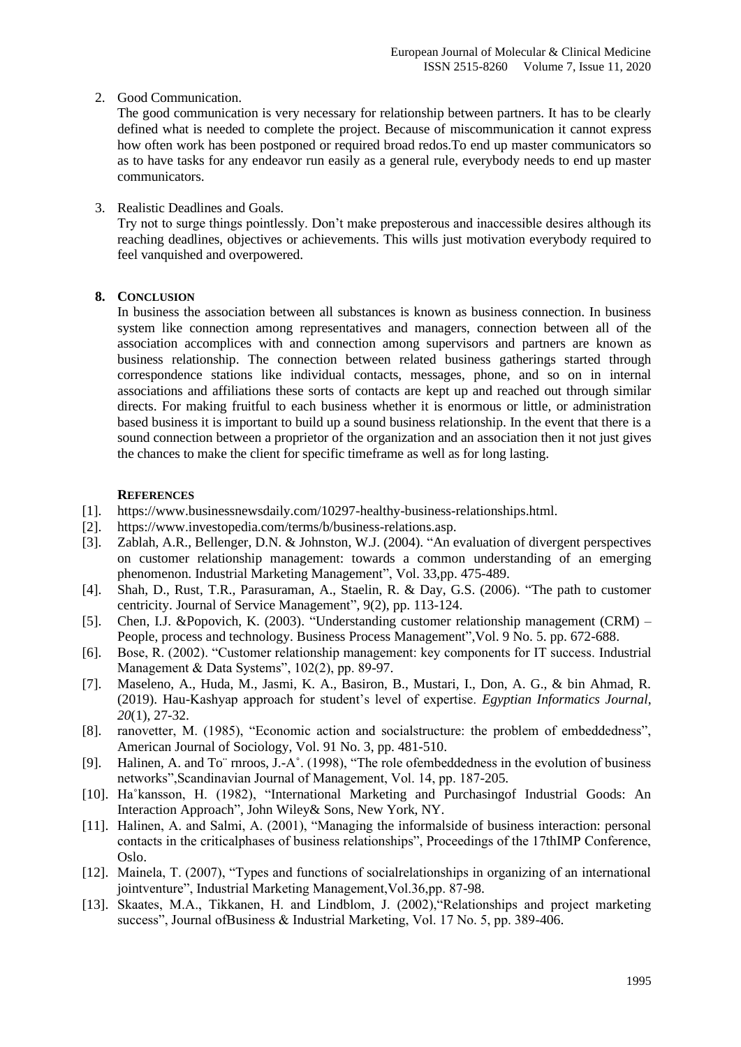2. Good Communication.

   The good communication is very necessary for relationship between partners. It has to be clearly defined what is needed to complete the project. Because of miscommunication it cannot express how often work has been postponed or required broad redos.To end up master communicators so as to have tasks for any endeavor run easily as a general rule, everybody needs to end up master communicators.

3. Realistic Deadlines and Goals.

   Try not to surge things pointlessly. Don't make preposterous and inaccessible desires although its reaching deadlines, objectives or achievements. This wills just motivation everybody required to feel vanquished and overpowered.

## 8. Conclusion

In business the association between all substances is known as business connection. In business system like connection among representatives and managers, connection between all of the association accomplices with and connection among supervisors and partners are known as business relationship. The connection between related business gatherings started through correspondence stations like individual contacts, messages, phone, and so on in internal associations and affiliations these sorts of contacts are kept up and reached out through similar directs. For making fruitful to each business whether it is enormous or little, or administration based business it is important to build up a sound business relationship. In the event that there is a sound connection between a proprietor of the organization and an association then it not just gives the chances to make the client for specific timeframe as well as for long lasting.

## References

[1]. https://www.businessnewsdaily.com/10297-healthy-business-relationships.html.

[2]. https://www.investopedia.com/terms/b/business-relations.asp.

[3]. Zablah, A.R., Bellenger, D.N. & Johnston, W.J. (2004). "An evaluation of divergent perspectives on customer relationship management: towards a common understanding of an emerging phenomenon. Industrial Marketing Management", Vol. 33,pp. 475-489.

[4]. Shah, D., Rust, T.R., Parasuraman, A., Staelin, R. & Day, G.S. (2006). "The path to customer centricity. Journal of Service Management", 9(2), pp. 113-124.

[5]. Chen, I.J. &Popovich, K. (2003). "Understanding customer relationship management (CRM) – People, process and technology. Business Process Management",Vol. 9 No. 5. pp. 672-688.

[6]. Bose, R. (2002). "Customer relationship management: key components for IT success. Industrial Management & Data Systems", 102(2), pp. 89-97.

[7]. Maseleno, A., Huda, M., Jasmi, K. A., Basiron, B., Mustari, I., Don, A. G., & bin Ahmad, R. (2019). Hau-Kashyap approach for student's level of expertise. *Egyptian Informatics Journal*, *20*(1), 27-32.

[8]. ranovetter, M. (1985), "Economic action and socialstructure: the problem of embeddedness", American Journal of Sociology, Vol. 91 No. 3, pp. 481-510.

[9]. Halinen, A. and To¨ rnroos, J.-A˚. (1998), "The role ofembeddedness in the evolution of business networks",Scandinavian Journal of Management, Vol. 14, pp. 187-205.

[10]. Ha˚kansson, H. (1982), "International Marketing and Purchasingof Industrial Goods: An Interaction Approach", John Wiley& Sons, New York, NY.

[11]. Halinen, A. and Salmi, A. (2001), "Managing the informalside of business interaction: personal contacts in the criticalphases of business relationships", Proceedings of the 17thIMP Conference, Oslo.

[12]. Mainela, T. (2007), "Types and functions of socialrelationships in organizing of an international jointventure", Industrial Marketing Management,Vol.36,pp. 87-98.

[13]. Skaates, M.A., Tikkanen, H. and Lindblom, J. (2002),"Relationships and project marketing success", Journal ofBusiness & Industrial Marketing, Vol. 17 No. 5, pp. 389-406.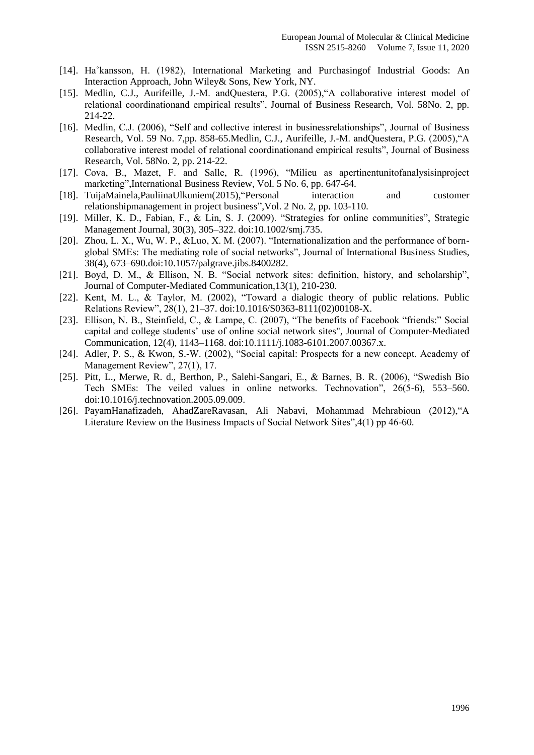[14]. Ha˚kansson, H. (1982), International Marketing and Purchasingof Industrial Goods: An Interaction Approach, John Wiley& Sons, New York, NY.

[15]. Medlin, C.J., Aurifeille, J.-M. andQuestera, P.G. (2005),"A collaborative interest model of relational coordinationand empirical results", Journal of Business Research, Vol. 58No. 2, pp. 214-22.

[16]. Medlin, C.J. (2006), "Self and collective interest in businessrelationships", Journal of Business Research, Vol. 59 No. 7,pp. 858-65.Medlin, C.J., Aurifeille, J.-M. andQuestera, P.G. (2005),"A collaborative interest model of relational coordinationand empirical results", Journal of Business Research, Vol. 58No. 2, pp. 214-22.

[17]. Cova, B., Mazet, F. and Salle, R. (1996), "Milieu as apertinentunitofanalysisinproject marketing",International Business Review, Vol. 5 No. 6, pp. 647-64.

[18]. TuijaMainela,PauliinaUlkuniem(2015),"Personal interaction and customer relationshipmanagement in project business",Vol. 2 No. 2, pp. 103-110.

[19]. Miller, K. D., Fabian, F., & Lin, S. J. (2009). "Strategies for online communities", Strategic Management Journal, 30(3), 305–322. doi:10.1002/smj.735.

[20]. Zhou, L. X., Wu, W. P., &Luo, X. M. (2007). "Internationalization and the performance of born-global SMEs: The mediating role of social networks", Journal of International Business Studies, 38(4), 673–690.doi:10.1057/palgrave.jibs.8400282.

[21]. Boyd, D. M., & Ellison, N. B. "Social network sites: definition, history, and scholarship", Journal of Computer-Mediated Communication,13(1), 210-230.

[22]. Kent, M. L., & Taylor, M. (2002), "Toward a dialogic theory of public relations. Public Relations Review", 28(1), 21–37. doi:10.1016/S0363-8111(02)00108-X.

[23]. Ellison, N. B., Steinfield, C., & Lampe, C. (2007), "The benefits of Facebook "friends:" Social capital and college students' use of online social network sites", Journal of Computer-Mediated Communication, 12(4), 1143–1168. doi:10.1111/j.1083-6101.2007.00367.x.

[24]. Adler, P. S., & Kwon, S.-W. (2002), "Social capital: Prospects for a new concept. Academy of Management Review", 27(1), 17.

[25]. Pitt, L., Merwe, R. d., Berthon, P., Salehi-Sangari, E., & Barnes, B. R. (2006), "Swedish Bio Tech SMEs: The veiled values in online networks. Technovation", 26(5-6), 553–560. doi:10.1016/j.technovation.2005.09.009.

[26]. PayamHanafizadeh, AhadZareRavasan, Ali Nabavi, Mohammad Mehrabioun (2012),"A Literature Review on the Business Impacts of Social Network Sites",4(1) pp 46-60.